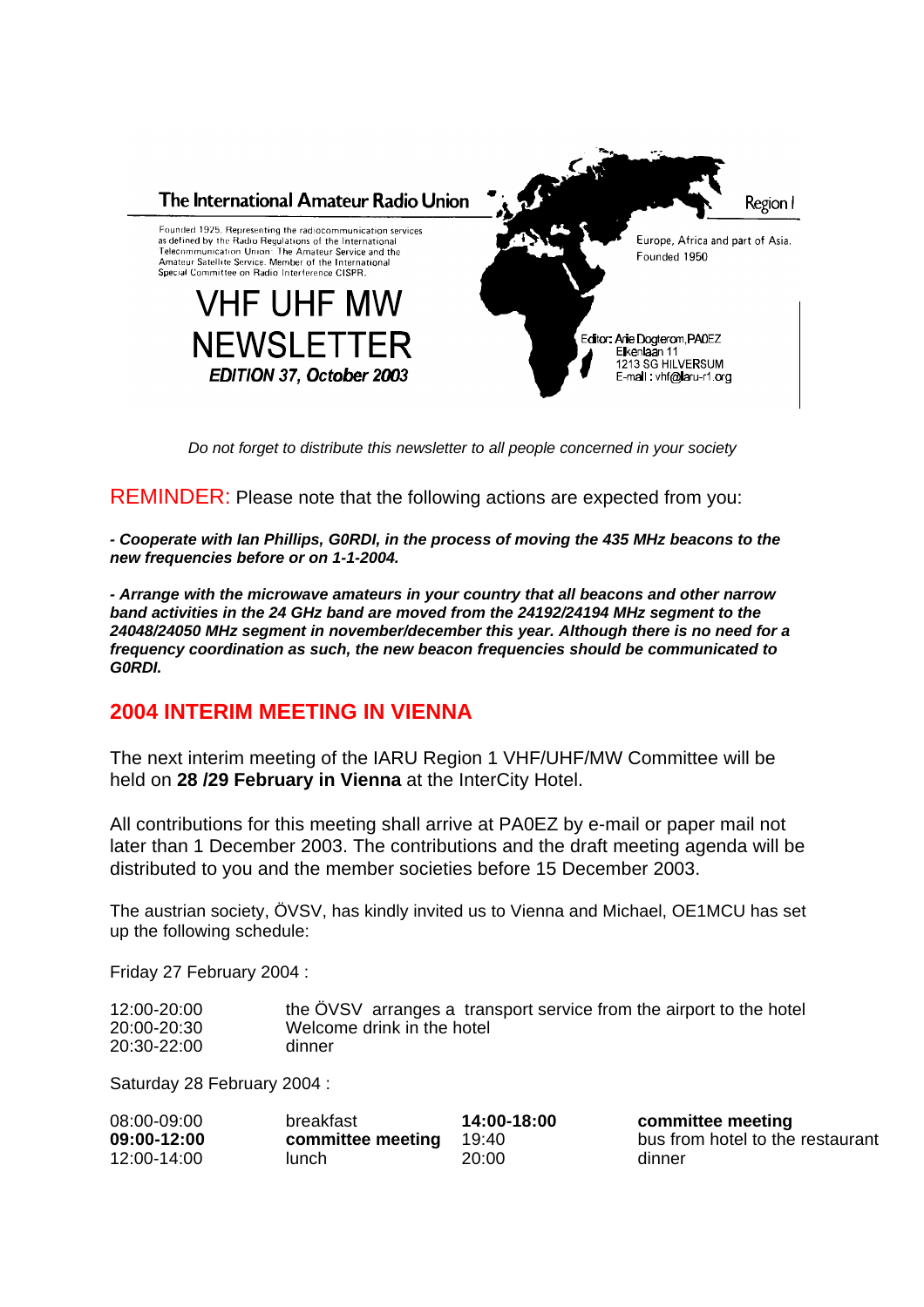The International Amateur Radio Union

Region I

Founded 1925. Representing the radiocommunication services as defined by the Radio Regulations of the International Telecommunication Union: The Amateur Service and the Amateur Satellite Service. Member of the International Special Committee on Radio Interference CISPR.

Europe, Africa and part of Asia.
Founded 1950

# VHF UHF MW NEWSLETTER

***EDITION 37, October 2003***

Editor: Arie Dogterom, PA0EZ
Elkenlaan 11
1213 SG HILVERSUM
E-mail : vhf@iaru-r1.org

*Do not forget to distribute this newsletter to all people concerned in your society*

REMINDER: Please note that the following actions are expected from you:

***- Cooperate with Ian Phillips, G0RDI, in the process of moving the 435 MHz beacons to the new frequencies before or on 1-1-2004.***

***- Arrange with the microwave amateurs in your country that all beacons and other narrow band activities in the 24 GHz band are moved from the 24192/24194 MHz segment to the 24048/24050 MHz segment in november/december this year. Although there is no need for a frequency coordination as such, the new beacon frequencies should be communicated to G0RDI.***

## 2004 INTERIM MEETING IN VIENNA

The next interim meeting of the IARU Region 1 VHF/UHF/MW Committee will be held on **28 /29 February in Vienna** at the InterCity Hotel.

All contributions for this meeting shall arrive at PA0EZ by e-mail or paper mail not later than 1 December 2003. The contributions and the draft meeting agenda will be distributed to you and the member societies before 15 December 2003.

The austrian society, ÖVSV, has kindly invited us to Vienna and Michael, OE1MCU has set up the following schedule:

Friday 27 February 2004 :

| | |
|---|---|
| 12:00-20:00 | the ÖVSV arranges a transport service from the airport to the hotel |
| 20:00-20:30 | Welcome drink in the hotel |
| 20:30-22:00 | dinner |

Saturday 28 February 2004 :

| | |
|---|---|
| 08:00-09:00 | breakfast |
| **09:00-12:00** | **committee meeting** |
| 12:00-14:00 | lunch |
| **14:00-18:00** | **committee meeting** |
| 19:40 | bus from hotel to the restaurant |
| 20:00 | dinner |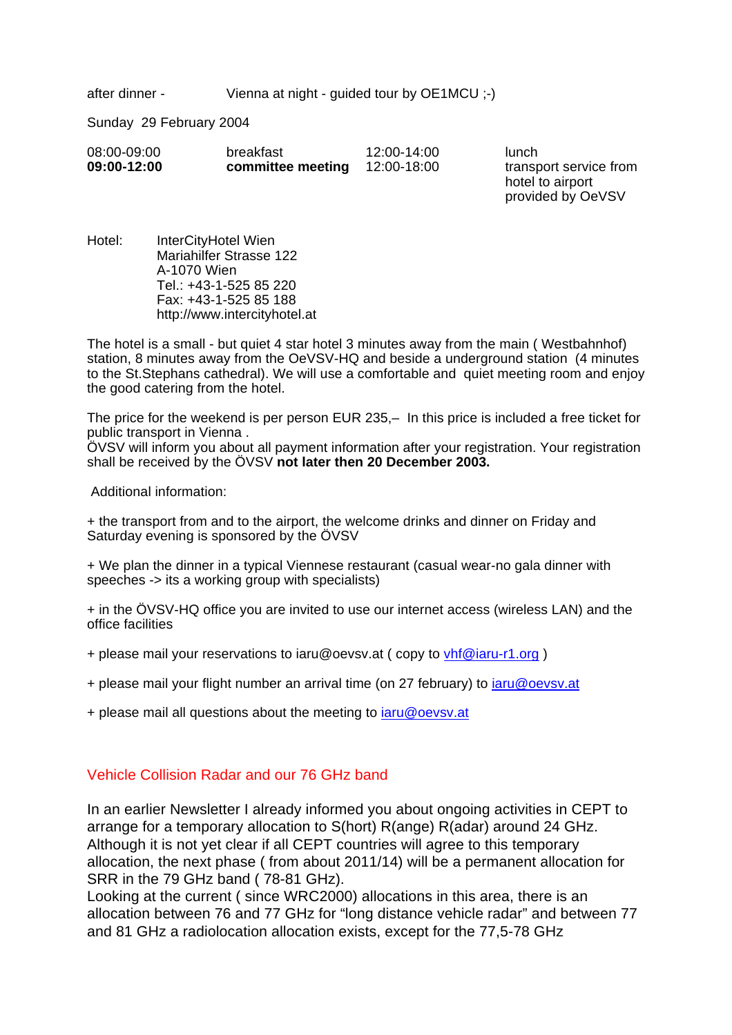after dinner - Vienna at night - guided tour by OE1MCU ;-)

Sunday 29 February 2004

| | | | |
|---|---|---|---|
| 08:00-09:00 | breakfast | 12:00-14:00 | lunch |
| **09:00-12:00** | **committee meeting** | 12:00-18:00 | transport service from hotel to airport provided by OeVSV |

Hotel: InterCityHotel Wien
Mariahilfer Strasse 122
A-1070 Wien
Tel.: +43-1-525 85 220
Fax: +43-1-525 85 188
http://www.intercityhotel.at

The hotel is a small - but quiet 4 star hotel 3 minutes away from the main ( Westbahnhof) station, 8 minutes away from the OeVSV-HQ and beside a underground station (4 minutes to the St.Stephans cathedral). We will use a comfortable and quiet meeting room and enjoy the good catering from the hotel.

The price for the weekend is per person EUR 235,– In this price is included a free ticket for public transport in Vienna .
ÖVSV will inform you about all payment information after your registration. Your registration shall be received by the ÖVSV **not later then 20 December 2003.**

Additional information:

+ the transport from and to the airport, the welcome drinks and dinner on Friday and Saturday evening is sponsored by the ÖVSV

+ We plan the dinner in a typical Viennese restaurant (casual wear-no gala dinner with speeches -> its a working group with specialists)

+ in the ÖVSV-HQ office you are invited to use our internet access (wireless LAN) and the office facilities

+ please mail your reservations to iaru@oevsv.at ( copy to vhf@iaru-r1.org )

+ please mail your flight number an arrival time (on 27 february) to iaru@oevsv.at

+ please mail all questions about the meeting to iaru@oevsv.at

## Vehicle Collision Radar and our 76 GHz band

In an earlier Newsletter I already informed you about ongoing activities in CEPT to arrange for a temporary allocation to S(hort) R(ange) R(adar) around 24 GHz. Although it is not yet clear if all CEPT countries will agree to this temporary allocation, the next phase ( from about 2011/14) will be a permanent allocation for SRR in the 79 GHz band ( 78-81 GHz).
Looking at the current ( since WRC2000) allocations in this area, there is an allocation between 76 and 77 GHz for "long distance vehicle radar" and between 77 and 81 GHz a radiolocation allocation exists, except for the 77,5-78 GHz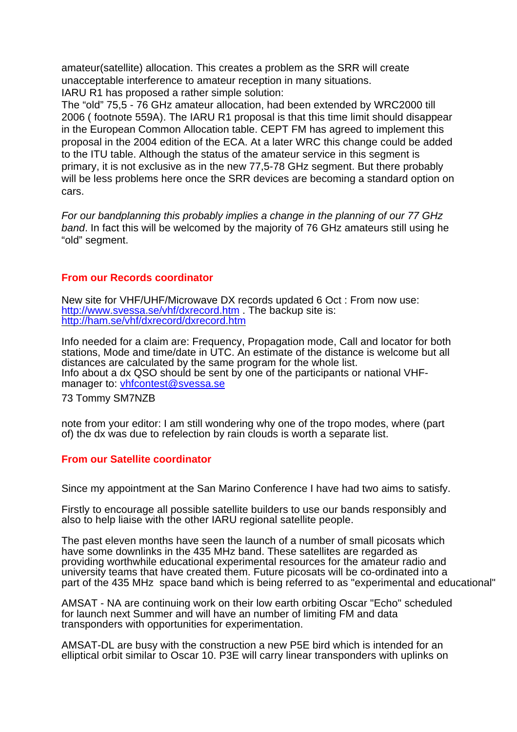amateur(satellite) allocation. This creates a problem as the SRR will create unacceptable interference to amateur reception in many situations.
IARU R1 has proposed a rather simple solution:
The “old” 75,5 - 76 GHz amateur allocation, had been extended by WRC2000 till 2006 ( footnote 559A). The IARU R1 proposal is that this time limit should disappear in the European Common Allocation table. CEPT FM has agreed to implement this proposal in the 2004 edition of the ECA. At a later WRC this change could be added to the ITU table. Although the status of the amateur service in this segment is primary, it is not exclusive as in the new 77,5-78 GHz segment. But there probably will be less problems here once the SRR devices are becoming a standard option on cars.

*For our bandplanning this probably implies a change in the planning of our 77 GHz band*. In fact this will be welcomed by the majority of 76 GHz amateurs still using he “old” segment.

## From our Records coordinator

New site for VHF/UHF/Microwave DX records updated 6 Oct : From now use: [http://www.svessa.se/vhf/dxrecord.htm](http://www.svessa.se/vhf/dxrecord.htm) . The backup site is: [http://ham.se/vhf/dxrecord/dxrecord.htm](http://ham.se/vhf/dxrecord/dxrecord.htm)

Info needed for a claim are: Frequency, Propagation mode, Call and locator for both stations, Mode and time/date in UTC. An estimate of the distance is welcome but all distances are calculated by the same program for the whole list.
Info about a dx QSO should be sent by one of the participants or national VHF-manager to: [vhfcontest@svessa.se](mailto:vhfcontest@svessa.se)

73 Tommy SM7NZB

note from your editor: I am still wondering why one of the tropo modes, where (part of) the dx was due to refelection by rain clouds is worth a separate list.

## From our Satellite coordinator

Since my appointment at the San Marino Conference I have had two aims to satisfy.

Firstly to encourage all possible satellite builders to use our bands responsibly and also to help liaise with the other IARU regional satellite people.

The past eleven months have seen the launch of a number of small picosats which have some downlinks in the 435 MHz band. These satellites are regarded as providing worthwhile educational experimental resources for the amateur radio and university teams that have created them. Future picosats will be co-ordinated into a part of the 435 MHz space band which is being referred to as "experimental and educational"

AMSAT - NA are continuing work on their low earth orbiting Oscar "Echo" scheduled for launch next Summer and will have an number of limiting FM and data transponders with opportunities for experimentation.

AMSAT-DL are busy with the construction a new P5E bird which is intended for an elliptical orbit similar to Oscar 10. P3E will carry linear transponders with uplinks on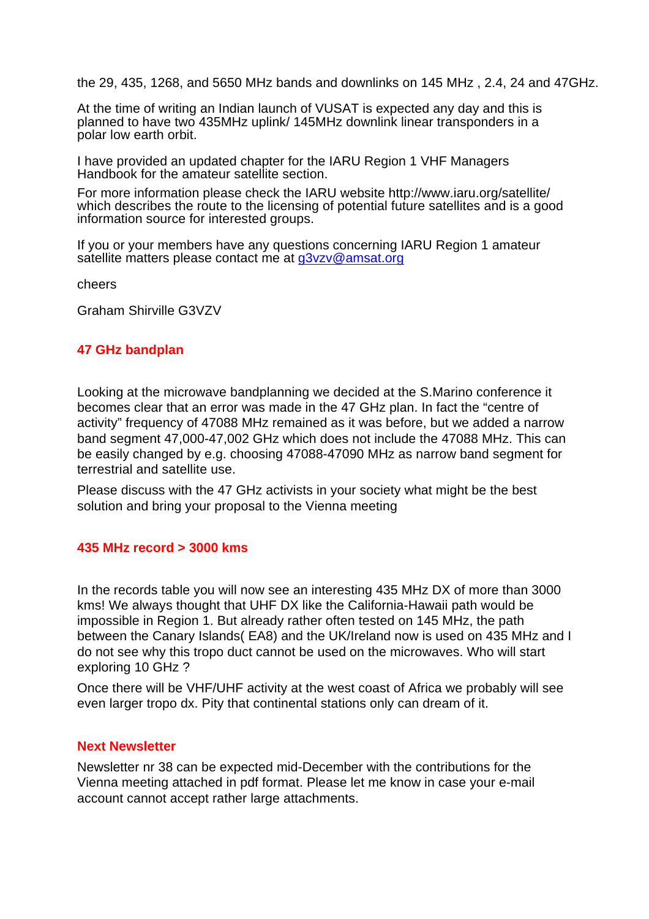the 29, 435, 1268, and 5650 MHz bands and downlinks on 145 MHz , 2.4, 24 and 47GHz.

At the time of writing an Indian launch of VUSAT is expected any day and this is planned to have two 435MHz uplink/ 145MHz downlink linear transponders in a polar low earth orbit.

I have provided an updated chapter for the IARU Region 1 VHF Managers Handbook for the amateur satellite section.

For more information please check the IARU website http://www.iaru.org/satellite/ which describes the route to the licensing of potential future satellites and is a good information source for interested groups.

If you or your members have any questions concerning IARU Region 1 amateur satellite matters please contact me at g3vzv@amsat.org

cheers

Graham Shirville G3VZV

### 47 GHz bandplan

Looking at the microwave bandplanning we decided at the S.Marino conference it becomes clear that an error was made in the 47 GHz plan. In fact the "centre of activity" frequency of 47088 MHz remained as it was before, but we added a narrow band segment 47,000-47,002 GHz which does not include the 47088 MHz. This can be easily changed by e.g. choosing 47088-47090 MHz as narrow band segment for terrestrial and satellite use.

Please discuss with the 47 GHz activists in your society what might be the best solution and bring your proposal to the Vienna meeting

### 435 MHz record > 3000 kms

In the records table you will now see an interesting 435 MHz DX of more than 3000 kms! We always thought that UHF DX like the California-Hawaii path would be impossible in Region 1. But already rather often tested on 145 MHz, the path between the Canary Islands( EA8) and the UK/Ireland now is used on 435 MHz and I do not see why this tropo duct cannot be used on the microwaves. Who will start exploring 10 GHz ?

Once there will be VHF/UHF activity at the west coast of Africa we probably will see even larger tropo dx. Pity that continental stations only can dream of it.

### Next Newsletter

Newsletter nr 38 can be expected mid-December with the contributions for the Vienna meeting attached in pdf format. Please let me know in case your e-mail account cannot accept rather large attachments.